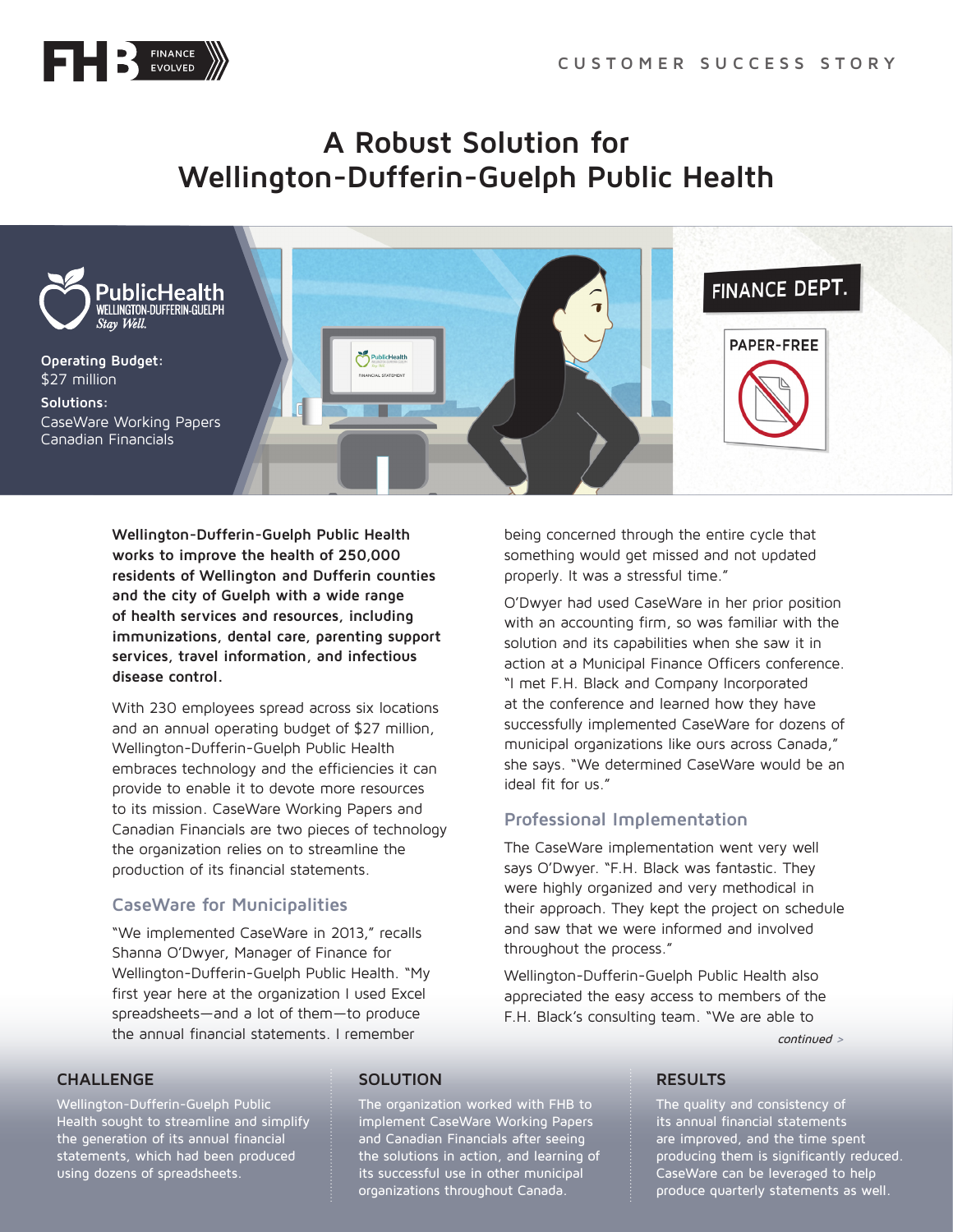CUSTOMER SUCCESS STORY

# A Robust Solution for Wellington-Dufferin-Guelph Public Health

**Operating Budget:**
$27 million

**Solutions:**
CaseWare Working Papers
Canadian Financials

**Wellington-Dufferin-Guelph Public Health works to improve the health of 250,000 residents of Wellington and Dufferin counties and the city of Guelph with a wide range of health services and resources, including immunizations, dental care, parenting support services, travel information, and infectious disease control.**

With 230 employees spread across six locations and an annual operating budget of $27 million, Wellington-Dufferin-Guelph Public Health embraces technology and the efficiencies it can provide to enable it to devote more resources to its mission. CaseWare Working Papers and Canadian Financials are two pieces of technology the organization relies on to streamline the production of its financial statements.

## CaseWare for Municipalities

"We implemented CaseWare in 2013," recalls Shanna O'Dwyer, Manager of Finance for Wellington-Dufferin-Guelph Public Health. "My first year here at the organization I used Excel spreadsheets—and a lot of them—to produce the annual financial statements. I remember being concerned through the entire cycle that something would get missed and not updated properly. It was a stressful time."

O'Dwyer had used CaseWare in her prior position with an accounting firm, so was familiar with the solution and its capabilities when she saw it in action at a Municipal Finance Officers conference. "I met F.H. Black and Company Incorporated at the conference and learned how they have successfully implemented CaseWare for dozens of municipal organizations like ours across Canada," she says. "We determined CaseWare would be an ideal fit for us."

## Professional Implementation

The CaseWare implementation went very well says O'Dwyer. "F.H. Black was fantastic. They were highly organized and very methodical in their approach. They kept the project on schedule and saw that we were informed and involved throughout the process."

Wellington-Dufferin-Guelph Public Health also appreciated the easy access to members of the F.H. Black's consulting team. "We are able to

*continued >*

### CHALLENGE

Wellington-Dufferin-Guelph Public Health sought to streamline and simplify the generation of its annual financial statements, which had been produced using dozens of spreadsheets.

### SOLUTION

The organization worked with FHB to implement CaseWare Working Papers and Canadian Financials after seeing the solutions in action, and learning of its successful use in other municipal organizations throughout Canada.

### RESULTS

The quality and consistency of its annual financial statements are improved, and the time spent producing them is significantly reduced. CaseWare can be leveraged to help produce quarterly statements as well.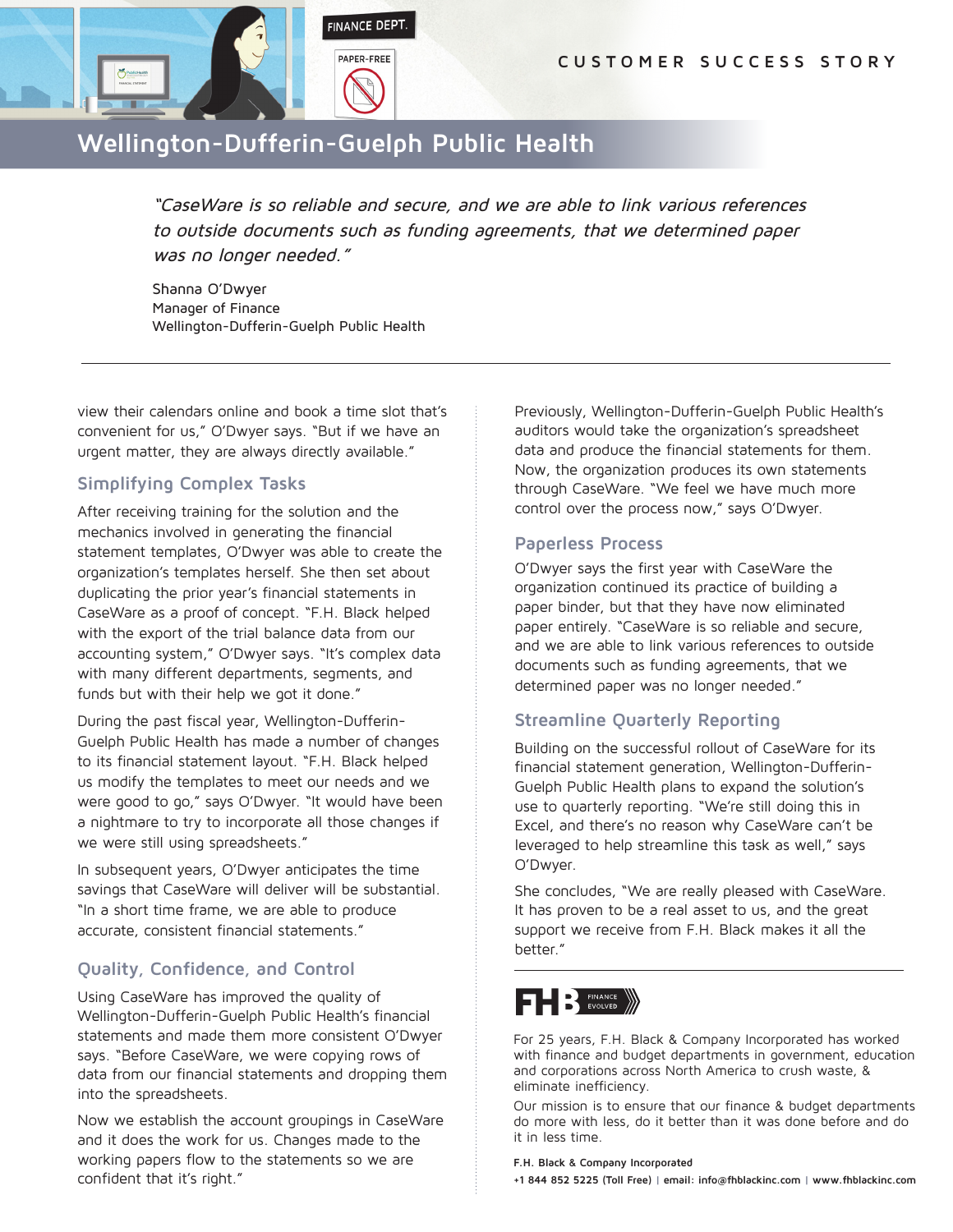# Wellington-Dufferin-Guelph Public Health

CUSTOMER SUCCESS STORY

*"CaseWare is so reliable and secure, and we are able to link various references to outside documents such as funding agreements, that we determined paper was no longer needed."*

Shanna O'Dwyer
Manager of Finance
Wellington-Dufferin-Guelph Public Health

---

view their calendars online and book a time slot that's convenient for us," O'Dwyer says. "But if we have an urgent matter, they are always directly available."

## Simplifying Complex Tasks

After receiving training for the solution and the mechanics involved in generating the financial statement templates, O'Dwyer was able to create the organization's templates herself. She then set about duplicating the prior year's financial statements in CaseWare as a proof of concept. "F.H. Black helped with the export of the trial balance data from our accounting system," O'Dwyer says. "It's complex data with many different departments, segments, and funds but with their help we got it done."

During the past fiscal year, Wellington-Dufferin-Guelph Public Health has made a number of changes to its financial statement layout. "F.H. Black helped us modify the templates to meet our needs and we were good to go," says O'Dwyer. "It would have been a nightmare to try to incorporate all those changes if we were still using spreadsheets."

In subsequent years, O'Dwyer anticipates the time savings that CaseWare will deliver will be substantial. "In a short time frame, we are able to produce accurate, consistent financial statements."

## Quality, Confidence, and Control

Using CaseWare has improved the quality of Wellington-Dufferin-Guelph Public Health's financial statements and made them more consistent O'Dwyer says. "Before CaseWare, we were copying rows of data from our financial statements and dropping them into the spreadsheets.

Now we establish the account groupings in CaseWare and it does the work for us. Changes made to the working papers flow to the statements so we are confident that it's right."

Previously, Wellington-Dufferin-Guelph Public Health's auditors would take the organization's spreadsheet data and produce the financial statements for them. Now, the organization produces its own statements through CaseWare. "We feel we have much more control over the process now," says O'Dwyer.

## Paperless Process

O'Dwyer says the first year with CaseWare the organization continued its practice of building a paper binder, but that they have now eliminated paper entirely. "CaseWare is so reliable and secure, and we are able to link various references to outside documents such as funding agreements, that we determined paper was no longer needed."

## Streamline Quarterly Reporting

Building on the successful rollout of CaseWare for its financial statement generation, Wellington-Dufferin-Guelph Public Health plans to expand the solution's use to quarterly reporting. "We're still doing this in Excel, and there's no reason why CaseWare can't be leveraged to help streamline this task as well," says O'Dwyer.

She concludes, "We are really pleased with CaseWare. It has proven to be a real asset to us, and the great support we receive from F.H. Black makes it all the better."

---

FHB FINANCE EVOLVED

For 25 years, F.H. Black & Company Incorporated has worked with finance and budget departments in government, education and corporations across North America to crush waste, & eliminate inefficiency.

Our mission is to ensure that our finance & budget departments do more with less, do it better than it was done before and do it in less time.

**F.H. Black & Company Incorporated**
**+1 844 852 5225 (Toll Free) | email: info@fhblackinc.com | www.fhblackinc.com**